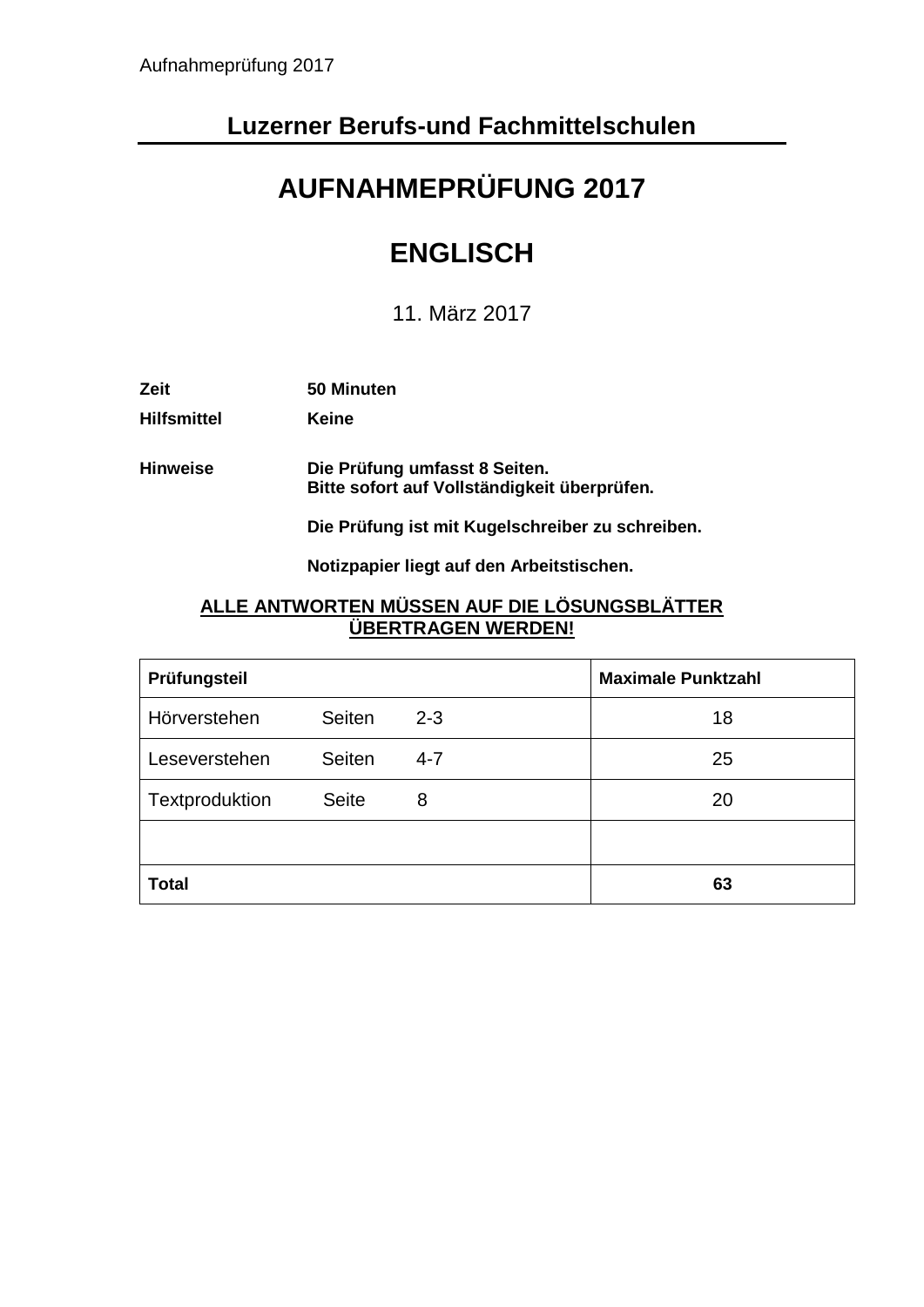## Luzerner Berufs-und Fachmittelschulen

# AUFNAHMEPRÜFUNG 2017

# ENGLISCH

11. März 2017

**Zeit** **50 Minuten**

**Hilfsmittel** **Keine**

**Hinweise** **Die Prüfung umfasst 8 Seiten.**
**Bitte sofort auf Vollständigkeit überprüfen.**

**Die Prüfung ist mit Kugelschreiber zu schreiben.**

**Notizpapier liegt auf den Arbeitstischen.**

**ALLE ANTWORTEN MÜSSEN AUF DIE LÖSUNGSBLÄTTER ÜBERTRAGEN WERDEN!**

| **Prüfungsteil** | **Maximale Punktzahl** |
|---|---|
| Hörverstehen Seiten 2-3 | 18 |
| Leseverstehen Seiten 4-7 | 25 |
| Textproduktion Seite 8 | 20 |
| | |
| **Total** | **63** |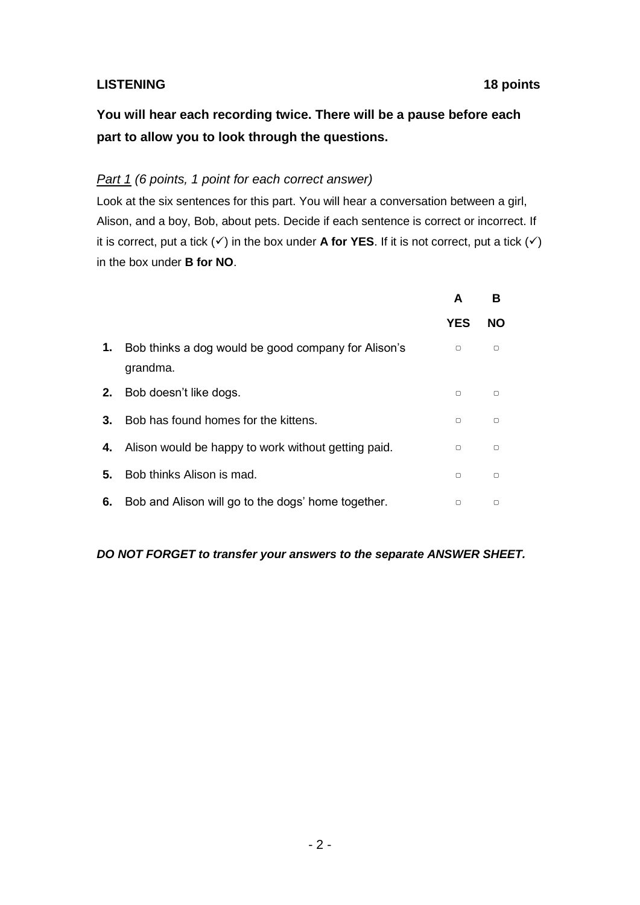## LISTENING 18 points

**You will hear each recording twice. There will be a pause before each part to allow you to look through the questions.**

*Part 1 (6 points, 1 point for each correct answer)*

Look at the six sentences for this part. You will hear a conversation between a girl, Alison, and a boy, Bob, about pets. Decide if each sentence is correct or incorrect. If it is correct, put a tick (✓) in the box under **A for YES**. If it is not correct, put a tick (✓) in the box under **B for NO**.

| | | A<br>YES | B<br>NO |
|---|---|---|---|
| **1.** | Bob thinks a dog would be good company for Alison's grandma. | ▢ | ▢ |
| **2.** | Bob doesn't like dogs. | ▢ | ▢ |
| **3.** | Bob has found homes for the kittens. | ▢ | ▢ |
| **4.** | Alison would be happy to work without getting paid. | ▢ | ▢ |
| **5.** | Bob thinks Alison is mad. | ▢ | ▢ |
| **6.** | Bob and Alison will go to the dogs' home together. | ▢ | ▢ |

***DO NOT FORGET to transfer your answers to the separate ANSWER SHEET.***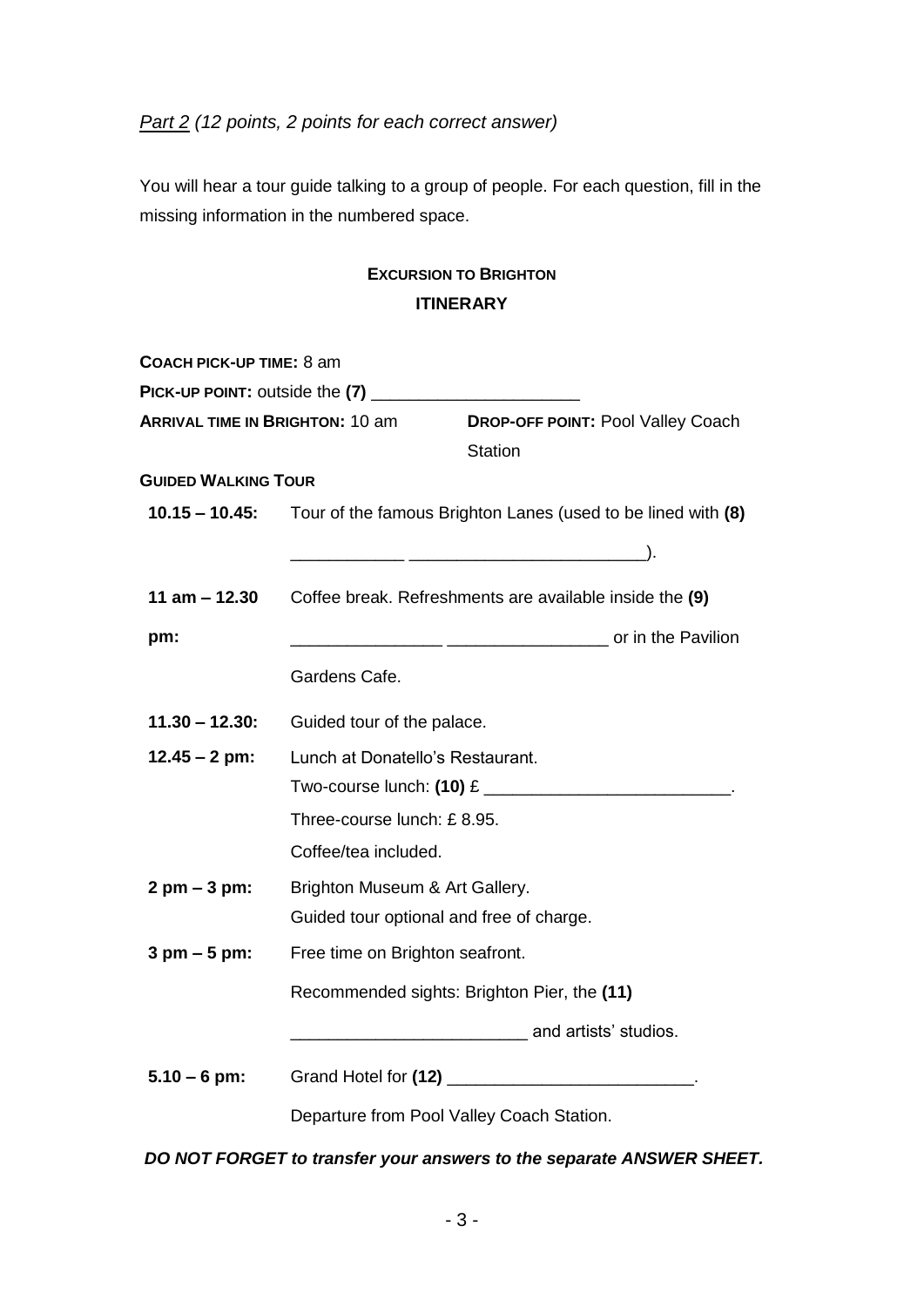*Part 2 (12 points, 2 points for each correct answer)*

You will hear a tour guide talking to a group of people. For each question, fill in the missing information in the numbered space.

## EXCURSION TO BRIGHTON
## ITINERARY

**COACH PICK-UP TIME:** 8 am

**PICK-UP POINT:** outside the **(7)** ______________________

**ARRIVAL TIME IN BRIGHTON:** 10 am **DROP-OFF POINT:** Pool Valley Coach Station

**GUIDED WALKING TOUR**

| | |
|---|---|
| **10.15 – 10.45:** | Tour of the famous Brighton Lanes (used to be lined with **(8)** ____________ _________________________). |
| **11 am – 12.30 pm:** | Coffee break. Refreshments are available inside the **(9)** ________________ _________________ or in the Pavilion Gardens Cafe. |
| **11.30 – 12.30:** | Guided tour of the palace. |
| **12.45 – 2 pm:** | Lunch at Donatello's Restaurant.<br>Two-course lunch: **(10)** £ __________________________.<br>Three-course lunch: £ 8.95.<br>Coffee/tea included. |
| **2 pm – 3 pm:** | Brighton Museum & Art Gallery.<br>Guided tour optional and free of charge. |
| **3 pm – 5 pm:** | Free time on Brighton seafront.<br>Recommended sights: Brighton Pier, the **(11)** _________________________ and artists' studios. |
| **5.10 – 6 pm:** | Grand Hotel for **(12)** __________________________.<br>Departure from Pool Valley Coach Station. |

***DO NOT FORGET to transfer your answers to the separate ANSWER SHEET.***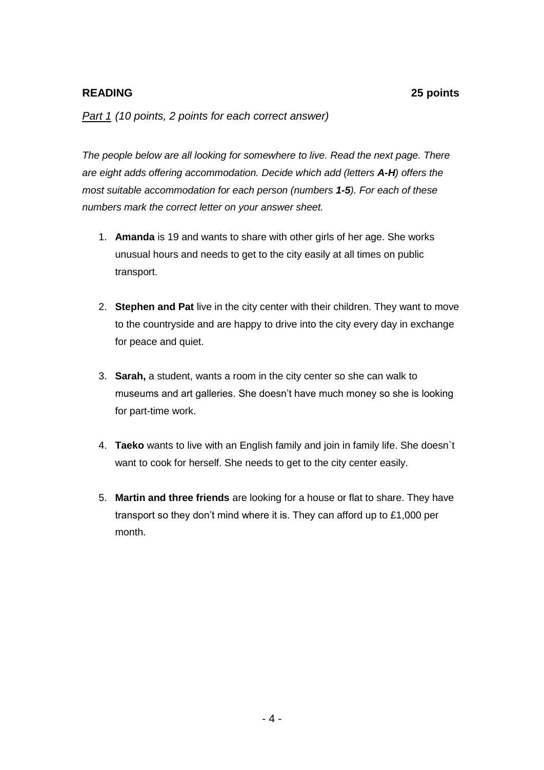**READING** **25 points**

*Part 1 (10 points, 2 points for each correct answer)*

*The people below are all looking for somewhere to live. Read the next page. There are eight adds offering accommodation. Decide which add (letters **A-H**) offers the most suitable accommodation for each person (numbers **1-5**). For each of these numbers mark the correct letter on your answer sheet.*

1. **Amanda** is 19 and wants to share with other girls of her age. She works unusual hours and needs to get to the city easily at all times on public transport.

2. **Stephen and Pat** live in the city center with their children. They want to move to the countryside and are happy to drive into the city every day in exchange for peace and quiet.

3. **Sarah,** a student, wants a room in the city center so she can walk to museums and art galleries. She doesn't have much money so she is looking for part-time work.

4. **Taeko** wants to live with an English family and join in family life. She doesn`t want to cook for herself. She needs to get to the city center easily.

5. **Martin and three friends** are looking for a house or flat to share. They have transport so they don't mind where it is. They can afford up to £1,000 per month.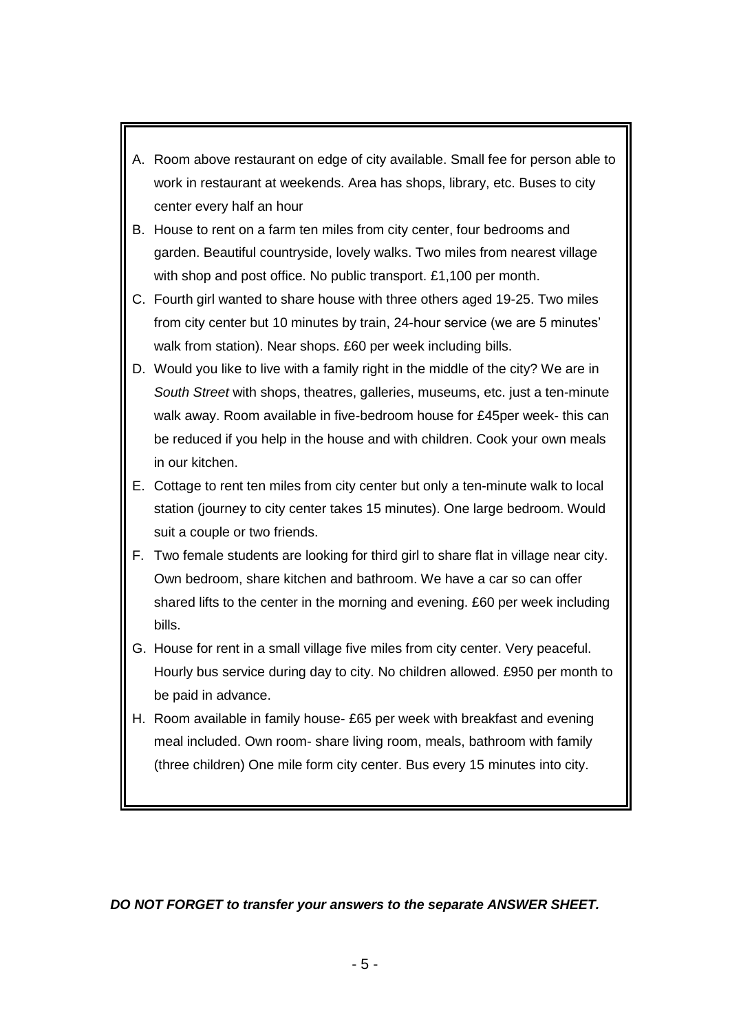A. Room above restaurant on edge of city available. Small fee for person able to work in restaurant at weekends. Area has shops, library, etc. Buses to city center every half an hour

B. House to rent on a farm ten miles from city center, four bedrooms and garden. Beautiful countryside, lovely walks. Two miles from nearest village with shop and post office. No public transport. £1,100 per month.

C. Fourth girl wanted to share house with three others aged 19-25. Two miles from city center but 10 minutes by train, 24-hour service (we are 5 minutes' walk from station). Near shops. £60 per week including bills.

D. Would you like to live with a family right in the middle of the city? We are in *South Street* with shops, theatres, galleries, museums, etc. just a ten-minute walk away. Room available in five-bedroom house for £45per week- this can be reduced if you help in the house and with children. Cook your own meals in our kitchen.

E. Cottage to rent ten miles from city center but only a ten-minute walk to local station (journey to city center takes 15 minutes). One large bedroom. Would suit a couple or two friends.

F. Two female students are looking for third girl to share flat in village near city. Own bedroom, share kitchen and bathroom. We have a car so can offer shared lifts to the center in the morning and evening. £60 per week including bills.

G. House for rent in a small village five miles from city center. Very peaceful. Hourly bus service during day to city. No children allowed. £950 per month to be paid in advance.

H. Room available in family house- £65 per week with breakfast and evening meal included. Own room- share living room, meals, bathroom with family (three children) One mile form city center. Bus every 15 minutes into city.

***DO NOT FORGET to transfer your answers to the separate ANSWER SHEET.***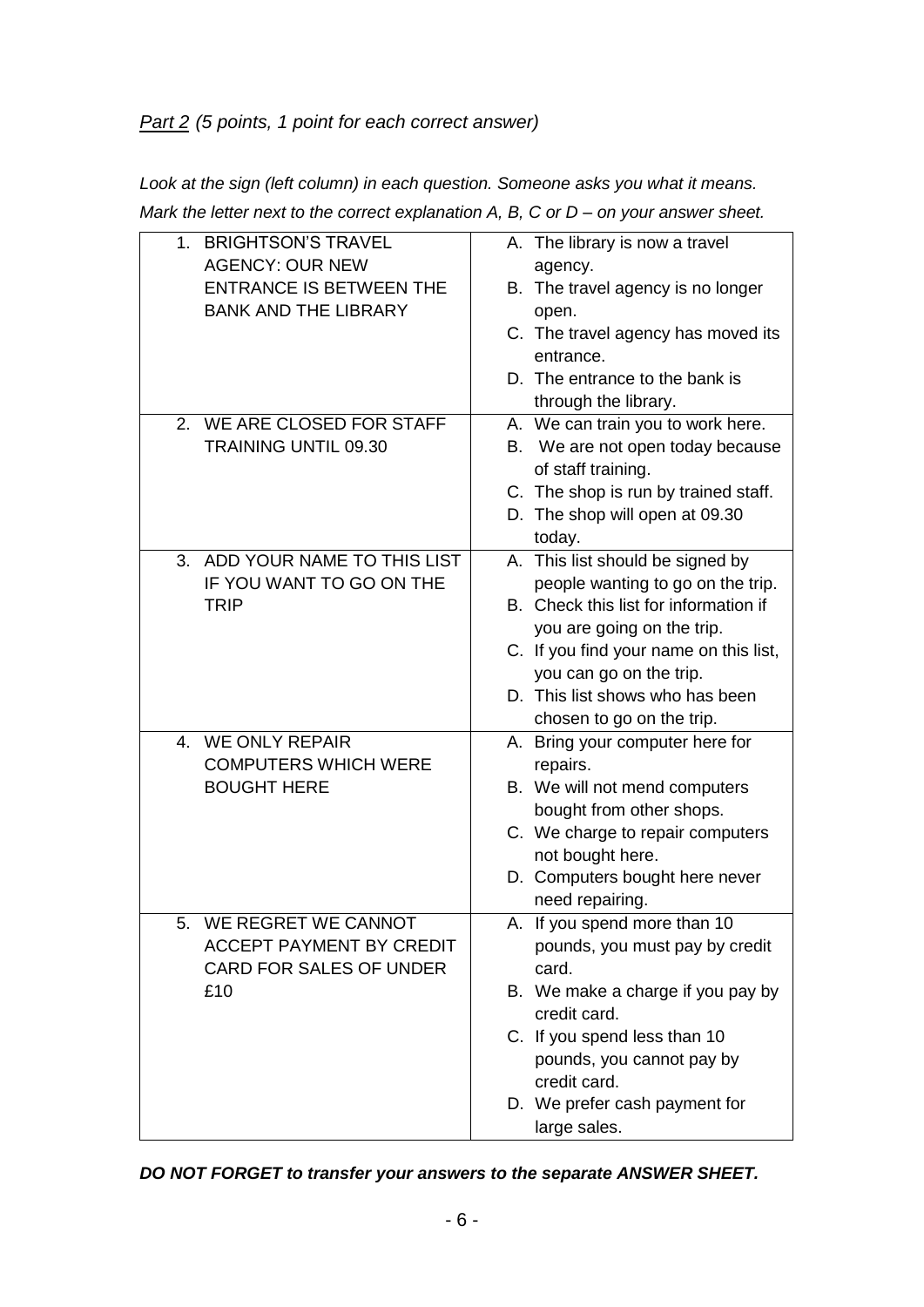*<u>Part 2</u> (5 points, 1 point for each correct answer)*

*Look at the sign (left column) in each question. Someone asks you what it means. Mark the letter next to the correct explanation A, B, C or D – on your answer sheet.*

| Sign | Explanation |
|---|---|
| 1. BRIGHTSON'S TRAVEL AGENCY: OUR NEW ENTRANCE IS BETWEEN THE BANK AND THE LIBRARY | A. The library is now a travel agency.<br>B. The travel agency is no longer open.<br>C. The travel agency has moved its entrance.<br>D. The entrance to the bank is through the library. |
| 2. WE ARE CLOSED FOR STAFF TRAINING UNTIL 09.30 | A. We can train you to work here.<br>B. We are not open today because of staff training.<br>C. The shop is run by trained staff.<br>D. The shop will open at 09.30 today. |
| 3. ADD YOUR NAME TO THIS LIST IF YOU WANT TO GO ON THE TRIP | A. This list should be signed by people wanting to go on the trip.<br>B. Check this list for information if you are going on the trip.<br>C. If you find your name on this list, you can go on the trip.<br>D. This list shows who has been chosen to go on the trip. |
| 4. WE ONLY REPAIR COMPUTERS WHICH WERE BOUGHT HERE | A. Bring your computer here for repairs.<br>B. We will not mend computers bought from other shops.<br>C. We charge to repair computers not bought here.<br>D. Computers bought here never need repairing. |
| 5. WE REGRET WE CANNOT ACCEPT PAYMENT BY CREDIT CARD FOR SALES OF UNDER £10 | A. If you spend more than 10 pounds, you must pay by credit card.<br>B. We make a charge if you pay by credit card.<br>C. If you spend less than 10 pounds, you cannot pay by credit card.<br>D. We prefer cash payment for large sales. |

***DO NOT FORGET to transfer your answers to the separate ANSWER SHEET.***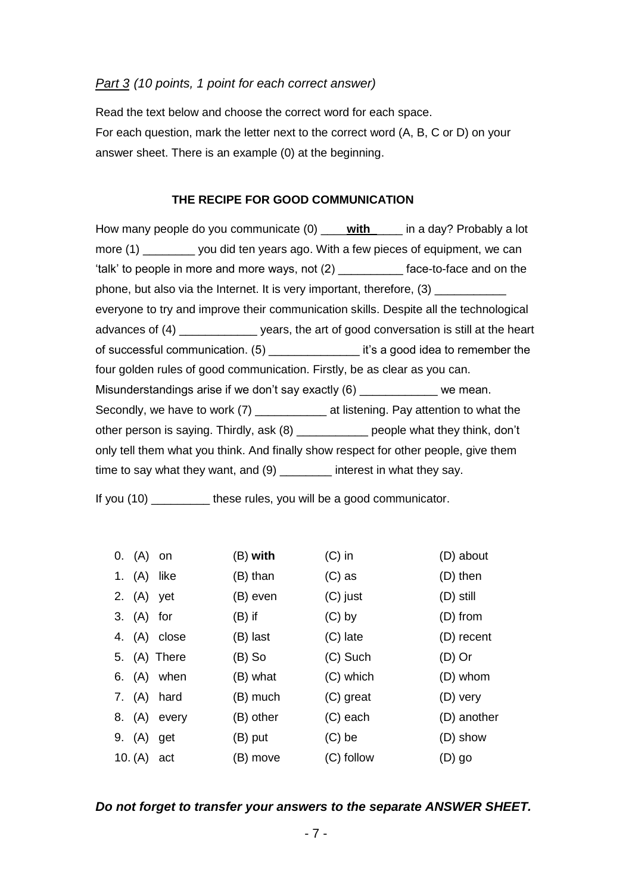*Part 3 (10 points, 1 point for each correct answer)*

Read the text below and choose the correct word for each space.
For each question, mark the letter next to the correct word (A, B, C or D) on your answer sheet. There is an example (0) at the beginning.

### THE RECIPE FOR GOOD COMMUNICATION

How many people do you communicate (0) ____**with**____ in a day? Probably a lot more (1) ________ you did ten years ago. With a few pieces of equipment, we can 'talk' to people in more and more ways, not (2) __________ face-to-face and on the phone, but also via the Internet. It is very important, therefore, (3) ___________ everyone to try and improve their communication skills. Despite all the technological advances of (4) ____________ years, the art of good conversation is still at the heart of successful communication. (5) ______________ it's a good idea to remember the four golden rules of good communication. Firstly, be as clear as you can. Misunderstandings arise if we don't say exactly (6) ____________ we mean. Secondly, we have to work (7) ___________ at listening. Pay attention to what the other person is saying. Thirdly, ask (8) ___________ people what they think, don't only tell them what you think. And finally show respect for other people, give them time to say what they want, and (9) ________ interest in what they say.

If you (10) _________ these rules, you will be a good communicator.

| | | | | |
|---|---|---|---|---|
| 0. | (A) on | (B) **with** | (C) in | (D) about |
| 1. | (A) like | (B) than | (C) as | (D) then |
| 2. | (A) yet | (B) even | (C) just | (D) still |
| 3. | (A) for | (B) if | (C) by | (D) from |
| 4. | (A) close | (B) last | (C) late | (D) recent |
| 5. | (A) There | (B) So | (C) Such | (D) Or |
| 6. | (A) when | (B) what | (C) which | (D) whom |
| 7. | (A) hard | (B) much | (C) great | (D) very |
| 8. | (A) every | (B) other | (C) each | (D) another |
| 9. | (A) get | (B) put | (C) be | (D) show |
| 10. | (A) act | (B) move | (C) follow | (D) go |

***Do not forget to transfer your answers to the separate ANSWER SHEET.***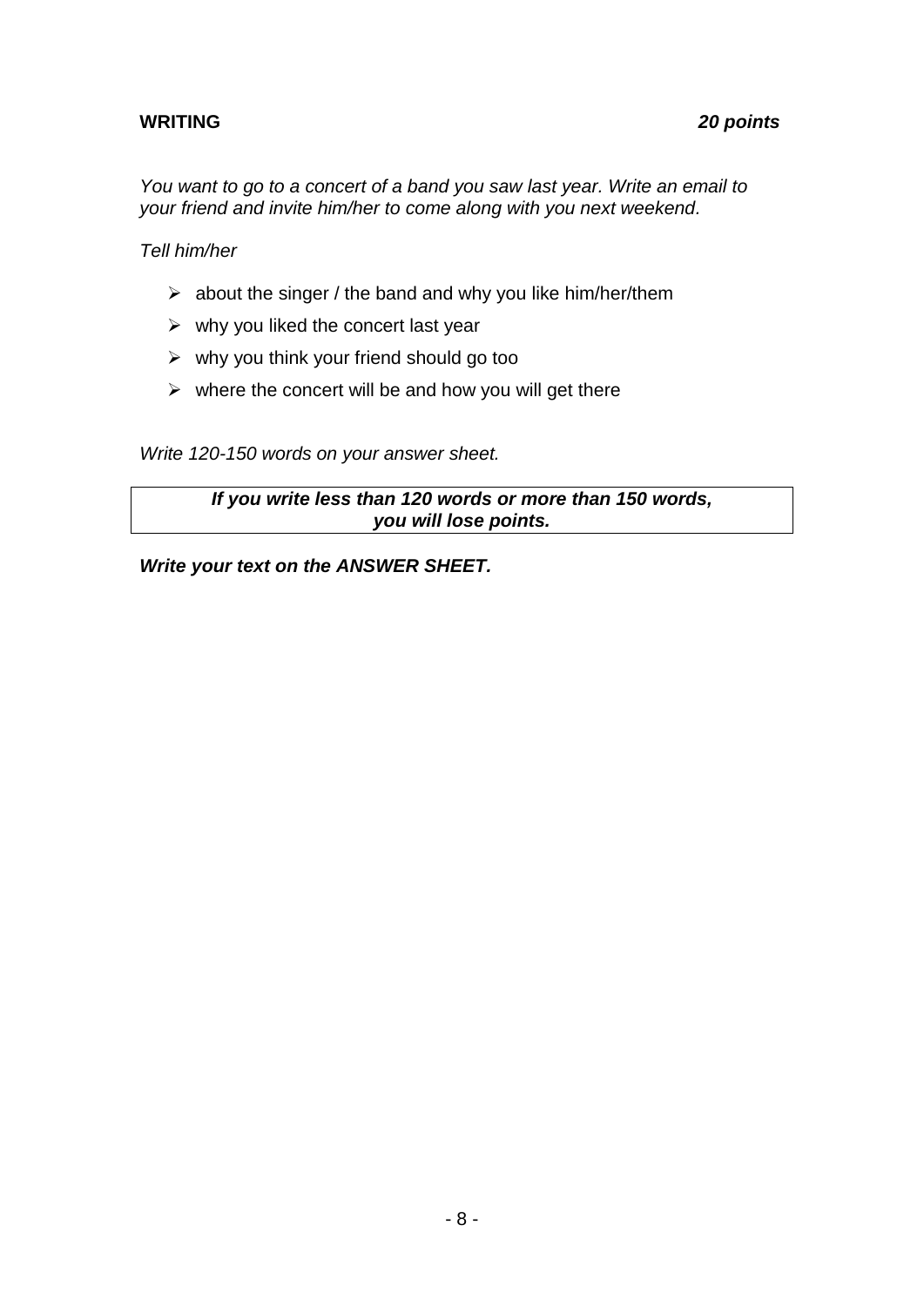**WRITING** ***20 points***

*You want to go to a concert of a band you saw last year. Write an email to your friend and invite him/her to come along with you next weekend.*

*Tell him/her*

- about the singer / the band and why you like him/her/them
- why you liked the concert last year
- why you think your friend should go too
- where the concert will be and how you will get there

*Write 120-150 words on your answer sheet.*

| |
|---|
| ***If you write less than 120 words or more than 150 words, you will lose points.*** |

***Write your text on the ANSWER SHEET.***